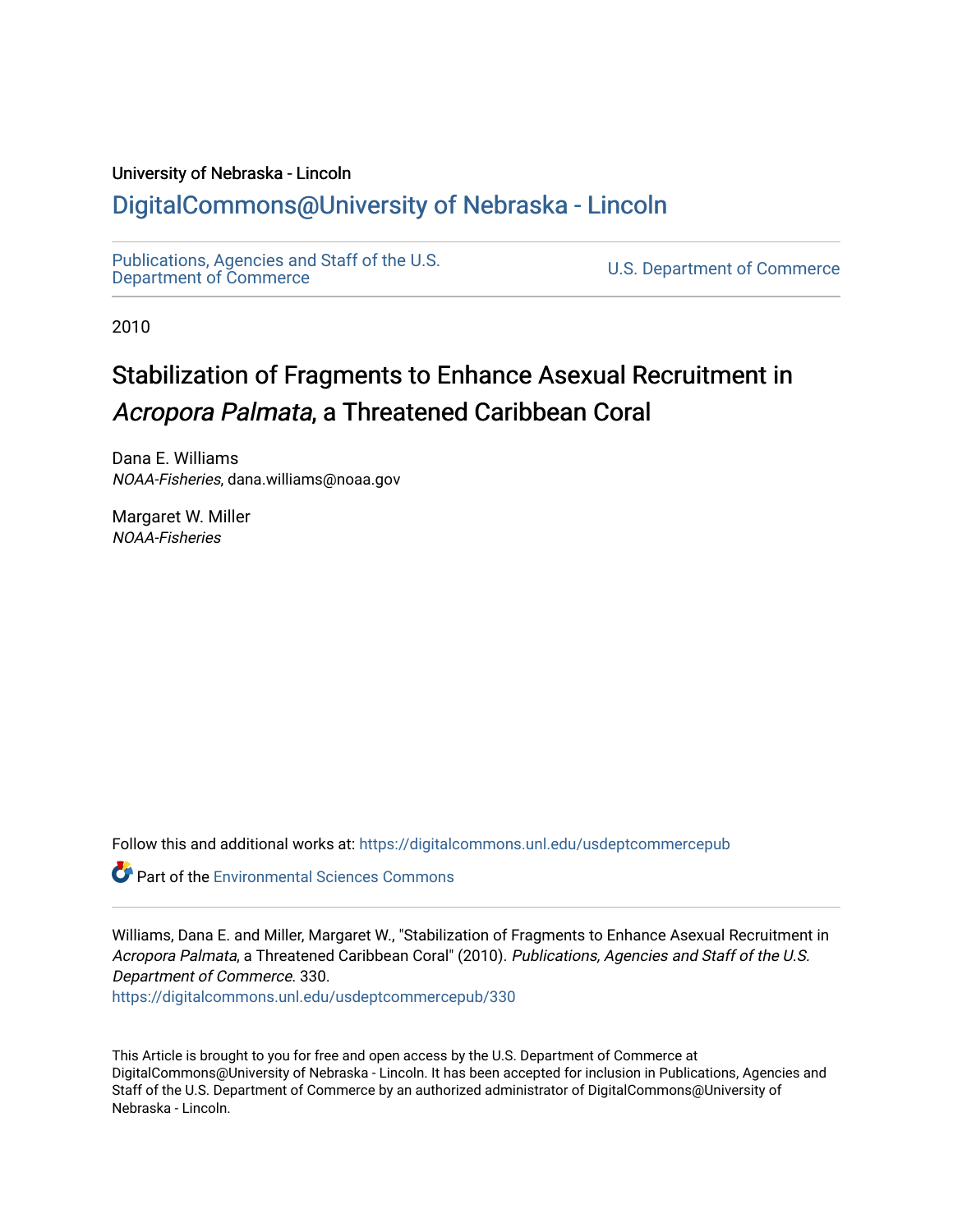University of Nebraska - Lincoln

## DigitalCommons@University of Nebraska - Lincoln

Publications, Agencies and Staff of the U.S. Department of Commerce

U.S. Department of Commerce

2010

# Stabilization of Fragments to Enhance Asexual Recruitment in *Acropora Palmata*, a Threatened Caribbean Coral

Dana E. Williams
*NOAA-Fisheries*, dana.williams@noaa.gov

Margaret W. Miller
*NOAA-Fisheries*

Follow this and additional works at: https://digitalcommons.unl.edu/usdeptcommercepub

Part of the Environmental Sciences Commons

Williams, Dana E. and Miller, Margaret W., "Stabilization of Fragments to Enhance Asexual Recruitment in *Acropora Palmata*, a Threatened Caribbean Coral" (2010). *Publications, Agencies and Staff of the U.S. Department of Commerce*. 330.
https://digitalcommons.unl.edu/usdeptcommercepub/330

This Article is brought to you for free and open access by the U.S. Department of Commerce at DigitalCommons@University of Nebraska - Lincoln. It has been accepted for inclusion in Publications, Agencies and Staff of the U.S. Department of Commerce by an authorized administrator of DigitalCommons@University of Nebraska - Lincoln.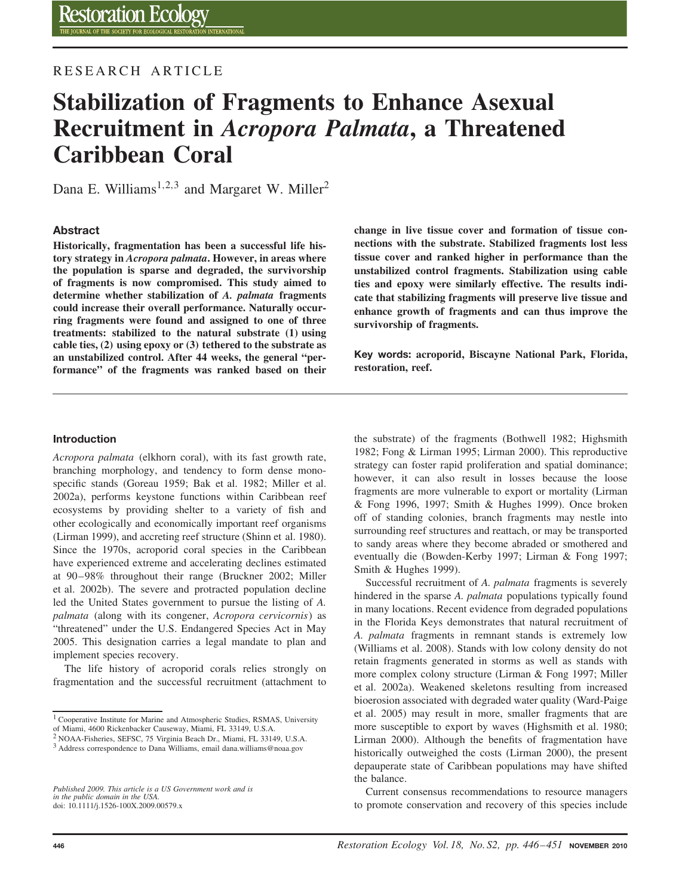RESEARCH ARTICLE

# Stabilization of Fragments to Enhance Asexual Recruitment in *Acropora Palmata*, a Threatened Caribbean Coral

Dana E. Williams[1,2,3] and Margaret W. Miller[2]

## Abstract

**Historically, fragmentation has been a successful life history strategy in *Acropora palmata*. However, in areas where the population is sparse and degraded, the survivorship of fragments is now compromised. This study aimed to determine whether stabilization of *A. palmata* fragments could increase their overall performance. Naturally occurring fragments were found and assigned to one of three treatments: stabilized to the natural substrate (1) using cable ties, (2) using epoxy or (3) tethered to the substrate as an unstabilized control. After 44 weeks, the general "performance" of the fragments was ranked based on their change in live tissue cover and formation of tissue connections with the substrate. Stabilized fragments lost less tissue cover and ranked higher in performance than the unstabilized control fragments. Stabilization using cable ties and epoxy were similarly effective. The results indicate that stabilizing fragments will preserve live tissue and enhance growth of fragments and can thus improve the survivorship of fragments.**

**Key words:** **acroporid, Biscayne National Park, Florida, restoration, reef.**

## Introduction

*Acropora palmata* (elkhorn coral), with its fast growth rate, branching morphology, and tendency to form dense monospecific stands (Goreau 1959; Bak et al. 1982; Miller et al. 2002a), performs keystone functions within Caribbean reef ecosystems by providing shelter to a variety of fish and other ecologically and economically important reef organisms (Lirman 1999), and accreting reef structure (Shinn et al. 1980). Since the 1970s, acroporid coral species in the Caribbean have experienced extreme and accelerating declines estimated at 90–98% throughout their range (Bruckner 2002; Miller et al. 2002b). The severe and protracted population decline led the United States government to pursue the listing of *A. palmata* (along with its congener, *Acropora cervicornis*) as "threatened" under the U.S. Endangered Species Act in May 2005. This designation carries a legal mandate to plan and implement species recovery.

The life history of acroporid corals relies strongly on fragmentation and the successful recruitment (attachment to the substrate) of the fragments (Bothwell 1982; Highsmith 1982; Fong & Lirman 1995; Lirman 2000). This reproductive strategy can foster rapid proliferation and spatial dominance; however, it can also result in losses because the loose fragments are more vulnerable to export or mortality (Lirman & Fong 1996, 1997; Smith & Hughes 1999). Once broken off of standing colonies, branch fragments may nestle into surrounding reef structures and reattach, or may be transported to sandy areas where they become abraded or smothered and eventually die (Bowden-Kerby 1997; Lirman & Fong 1997; Smith & Hughes 1999).

Successful recruitment of *A. palmata* fragments is severely hindered in the sparse *A. palmata* populations typically found in many locations. Recent evidence from degraded populations in the Florida Keys demonstrates that natural recruitment of *A. palmata* fragments in remnant stands is extremely low (Williams et al. 2008). Stands with low colony density do not retain fragments generated in storms as well as stands with more complex colony structure (Lirman & Fong 1997; Miller et al. 2002a). Weakened skeletons resulting from increased bioerosion associated with degraded water quality (Ward-Paige et al. 2005) may result in more, smaller fragments that are more susceptible to export by waves (Highsmith et al. 1980; Lirman 2000). Although the benefits of fragmentation have historically outweighed the costs (Lirman 2000), the present depauperate state of Caribbean populations may have shifted the balance.

Current consensus recommendations to resource managers to promote conservation and recovery of this species include

[1] Cooperative Institute for Marine and Atmospheric Studies, RSMAS, University of Miami, 4600 Rickenbacker Causeway, Miami, FL 33149, U.S.A.
[2] NOAA-Fisheries, SEFSC, 75 Virginia Beach Dr., Miami, FL 33149, U.S.A.
[3] Address correspondence to Dana Williams, email dana.williams@noaa.gov

*Published 2009. This article is a US Government work and is in the public domain in the USA.*
doi: 10.1111/j.1526-100X.2009.00579.x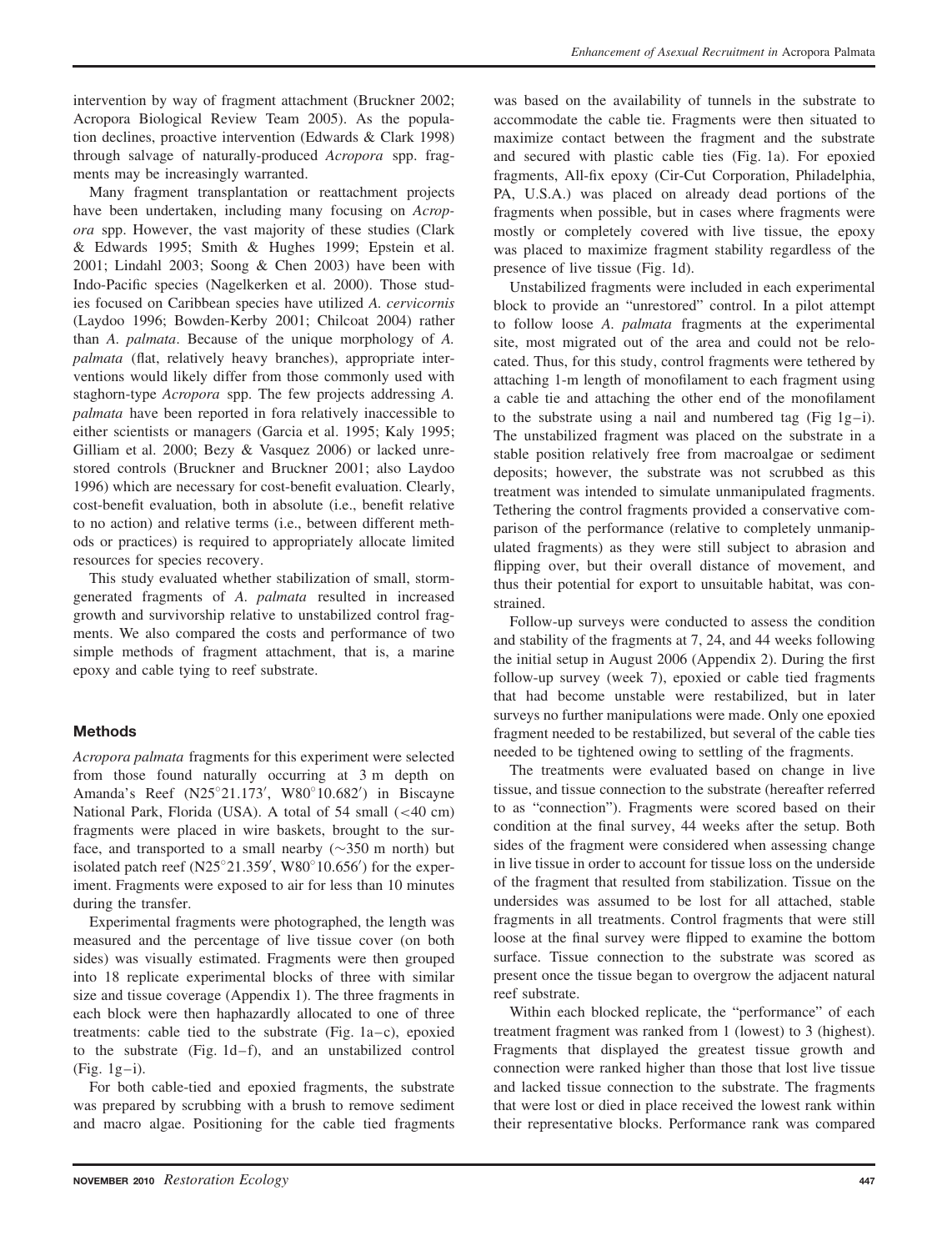intervention by way of fragment attachment (Bruckner 2002; Acropora Biological Review Team 2005). As the population declines, proactive intervention (Edwards & Clark 1998) through salvage of naturally-produced *Acropora* spp. fragments may be increasingly warranted.

Many fragment transplantation or reattachment projects have been undertaken, including many focusing on *Acropora* spp. However, the vast majority of these studies (Clark & Edwards 1995; Smith & Hughes 1999; Epstein et al. 2001; Lindahl 2003; Soong & Chen 2003) have been with Indo-Pacific species (Nagelkerken et al. 2000). Those studies focused on Caribbean species have utilized *A. cervicornis* (Laydoo 1996; Bowden-Kerby 2001; Chilcoat 2004) rather than *A. palmata*. Because of the unique morphology of *A. palmata* (flat, relatively heavy branches), appropriate interventions would likely differ from those commonly used with staghorn-type *Acropora* spp. The few projects addressing *A. palmata* have been reported in fora relatively inaccessible to either scientists or managers (Garcia et al. 1995; Kaly 1995; Gilliam et al. 2000; Bezy & Vasquez 2006) or lacked unrestored controls (Bruckner and Bruckner 2001; also Laydoo 1996) which are necessary for cost-benefit evaluation. Clearly, cost-benefit evaluation, both in absolute (i.e., benefit relative to no action) and relative terms (i.e., between different methods or practices) is required to appropriately allocate limited resources for species recovery.

This study evaluated whether stabilization of small, storm-generated fragments of *A. palmata* resulted in increased growth and survivorship relative to unstabilized control fragments. We also compared the costs and performance of two simple methods of fragment attachment, that is, a marine epoxy and cable tying to reef substrate.

## Methods

*Acropora palmata* fragments for this experiment were selected from those found naturally occurring at 3 m depth on Amanda's Reef (N25°21.173′, W80°10.682′) in Biscayne National Park, Florida (USA). A total of 54 small (<40 cm) fragments were placed in wire baskets, brought to the surface, and transported to a small nearby (~350 m north) but isolated patch reef (N25°21.359′, W80°10.656′) for the experiment. Fragments were exposed to air for less than 10 minutes during the transfer.

Experimental fragments were photographed, the length was measured and the percentage of live tissue cover (on both sides) was visually estimated. Fragments were then grouped into 18 replicate experimental blocks of three with similar size and tissue coverage (Appendix 1). The three fragments in each block were then haphazardly allocated to one of three treatments: cable tied to the substrate (Fig. 1a–c), epoxied to the substrate (Fig. 1d–f), and an unstabilized control (Fig. 1g–i).

For both cable-tied and epoxied fragments, the substrate was prepared by scrubbing with a brush to remove sediment and macro algae. Positioning for the cable tied fragments was based on the availability of tunnels in the substrate to accommodate the cable tie. Fragments were then situated to maximize contact between the fragment and the substrate and secured with plastic cable ties (Fig. 1a). For epoxied fragments, All-fix epoxy (Cir-Cut Corporation, Philadelphia, PA, U.S.A.) was placed on already dead portions of the fragments when possible, but in cases where fragments were mostly or completely covered with live tissue, the epoxy was placed to maximize fragment stability regardless of the presence of live tissue (Fig. 1d).

Unstabilized fragments were included in each experimental block to provide an "unrestored" control. In a pilot attempt to follow loose *A. palmata* fragments at the experimental site, most migrated out of the area and could not be relocated. Thus, for this study, control fragments were tethered by attaching 1-m length of monofilament to each fragment using a cable tie and attaching the other end of the monofilament to the substrate using a nail and numbered tag (Fig 1g–i). The unstabilized fragment was placed on the substrate in a stable position relatively free from macroalgae or sediment deposits; however, the substrate was not scrubbed as this treatment was intended to simulate unmanipulated fragments. Tethering the control fragments provided a conservative comparison of the performance (relative to completely unmanipulated fragments) as they were still subject to abrasion and flipping over, but their overall distance of movement, and thus their potential for export to unsuitable habitat, was constrained.

Follow-up surveys were conducted to assess the condition and stability of the fragments at 7, 24, and 44 weeks following the initial setup in August 2006 (Appendix 2). During the first follow-up survey (week 7), epoxied or cable tied fragments that had become unstable were restabilized, but in later surveys no further manipulations were made. Only one epoxied fragment needed to be restabilized, but several of the cable ties needed to be tightened owing to settling of the fragments.

The treatments were evaluated based on change in live tissue, and tissue connection to the substrate (hereafter referred to as "connection"). Fragments were scored based on their condition at the final survey, 44 weeks after the setup. Both sides of the fragment were considered when assessing change in live tissue in order to account for tissue loss on the underside of the fragment that resulted from stabilization. Tissue on the undersides was assumed to be lost for all attached, stable fragments in all treatments. Control fragments that were still loose at the final survey were flipped to examine the bottom surface. Tissue connection to the substrate was scored as present once the tissue began to overgrow the adjacent natural reef substrate.

Within each blocked replicate, the "performance" of each treatment fragment was ranked from 1 (lowest) to 3 (highest). Fragments that displayed the greatest tissue growth and connection were ranked higher than those that lost live tissue and lacked tissue connection to the substrate. The fragments that were lost or died in place received the lowest rank within their representative blocks. Performance rank was compared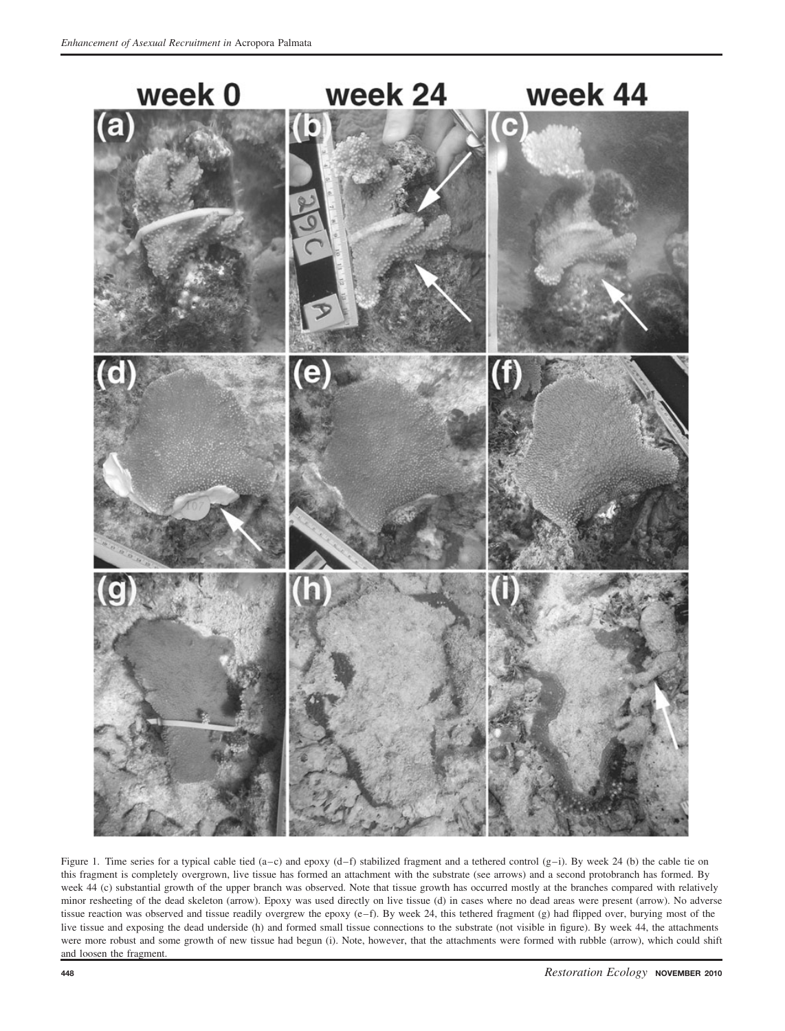Figure 1. Time series for a typical cable tied (a–c) and epoxy (d–f) stabilized fragment and a tethered control (g–i). By week 24 (b) the cable tie on this fragment is completely overgrown, live tissue has formed an attachment with the substrate (see arrows) and a second protobranch has formed. By week 44 (c) substantial growth of the upper branch was observed. Note that tissue growth has occurred mostly at the branches compared with relatively minor resheeting of the dead skeleton (arrow). Epoxy was used directly on live tissue (d) in cases where no dead areas were present (arrow). No adverse tissue reaction was observed and tissue readily overgrew the epoxy (e–f). By week 24, this tethered fragment (g) had flipped over, burying most of the live tissue and exposing the dead underside (h) and formed small tissue connections to the substrate (not visible in figure). By week 44, the attachments were more robust and some growth of new tissue had begun (i). Note, however, that the attachments were formed with rubble (arrow), which could shift and loosen the fragment.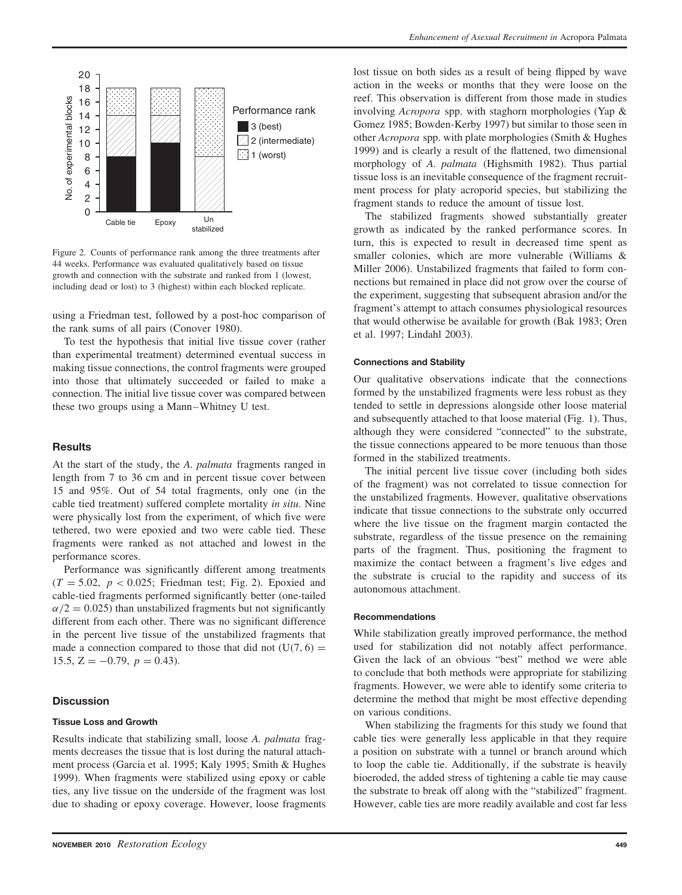Figure 2. Counts of performance rank among the three treatments after 44 weeks. Performance was evaluated qualitatively based on tissue growth and connection with the substrate and ranked from 1 (lowest, including dead or lost) to 3 (highest) within each blocked replicate.

using a Friedman test, followed by a post-hoc comparison of the rank sums of all pairs (Conover 1980).

To test the hypothesis that initial live tissue cover (rather than experimental treatment) determined eventual success in making tissue connections, the control fragments were grouped into those that ultimately succeeded or failed to make a connection. The initial live tissue cover was compared between these two groups using a Mann–Whitney U test.

## Results

At the start of the study, the *A. palmata* fragments ranged in length from 7 to 36 cm and in percent tissue cover between 15 and 95%. Out of 54 total fragments, only one (in the cable tied treatment) suffered complete mortality *in situ*. Nine were physically lost from the experiment, of which five were tethered, two were epoxied and two were cable tied. These fragments were ranked as not attached and lowest in the performance scores.

Performance was significantly different among treatments ($T = 5.02$, $p < 0.025$; Friedman test; Fig. 2). Epoxied and cable-tied fragments performed significantly better (one-tailed $\alpha/2 = 0.025$) than unstabilized fragments but not significantly different from each other. There was no significant difference in the percent live tissue of the unstabilized fragments that made a connection compared to those that did not ($U(7, 6) = 15.5$, $Z = -0.79$, $p = 0.43$).

## Discussion

### Tissue Loss and Growth

Results indicate that stabilizing small, loose *A. palmata* fragments decreases the tissue that is lost during the natural attachment process (Garcia et al. 1995; Kaly 1995; Smith & Hughes 1999). When fragments were stabilized using epoxy or cable ties, any live tissue on the underside of the fragment was lost due to shading or epoxy coverage. However, loose fragments lost tissue on both sides as a result of being flipped by wave action in the weeks or months that they were loose on the reef. This observation is different from those made in studies involving *Acropora* spp. with staghorn morphologies (Yap & Gomez 1985; Bowden-Kerby 1997) but similar to those seen in other *Acropora* spp. with plate morphologies (Smith & Hughes 1999) and is clearly a result of the flattened, two dimensional morphology of *A. palmata* (Highsmith 1982). Thus partial tissue loss is an inevitable consequence of the fragment recruitment process for platy acroporid species, but stabilizing the fragment stands to reduce the amount of tissue lost.

The stabilized fragments showed substantially greater growth as indicated by the ranked performance scores. In turn, this is expected to result in decreased time spent as smaller colonies, which are more vulnerable (Williams & Miller 2006). Unstabilized fragments that failed to form connections but remained in place did not grow over the course of the experiment, suggesting that subsequent abrasion and/or the fragment's attempt to attach consumes physiological resources that would otherwise be available for growth (Bak 1983; Oren et al. 1997; Lindahl 2003).

### Connections and Stability

Our qualitative observations indicate that the connections formed by the unstabilized fragments were less robust as they tended to settle in depressions alongside other loose material and subsequently attached to that loose material (Fig. 1). Thus, although they were considered "connected" to the substrate, the tissue connections appeared to be more tenuous than those formed in the stabilized treatments.

The initial percent live tissue cover (including both sides of the fragment) was not correlated to tissue connection for the unstabilized fragments. However, qualitative observations indicate that tissue connections to the substrate only occurred where the live tissue on the fragment margin contacted the substrate, regardless of the tissue presence on the remaining parts of the fragment. Thus, positioning the fragment to maximize the contact between a fragment's live edges and the substrate is crucial to the rapidity and success of its autonomous attachment.

### Recommendations

While stabilization greatly improved performance, the method used for stabilization did not notably affect performance. Given the lack of an obvious "best" method we were able to conclude that both methods were appropriate for stabilizing fragments. However, we were able to identify some criteria to determine the method that might be most effective depending on various conditions.

When stabilizing the fragments for this study we found that cable ties were generally less applicable in that they require a position on substrate with a tunnel or branch around which to loop the cable tie. Additionally, if the substrate is heavily bioeroded, the added stress of tightening a cable tie may cause the substrate to break off along with the "stabilized" fragment. However, cable ties are more readily available and cost far less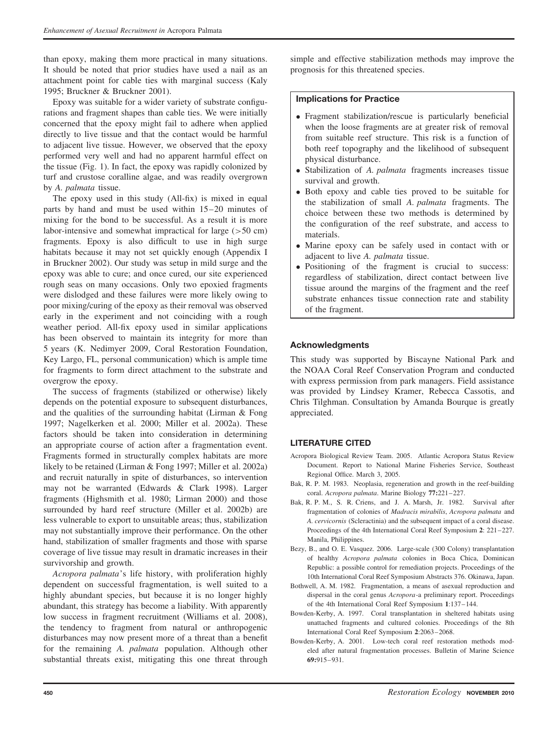than epoxy, making them more practical in many situations. It should be noted that prior studies have used a nail as an attachment point for cable ties with marginal success (Kaly 1995; Bruckner & Bruckner 2001).

Epoxy was suitable for a wider variety of substrate configurations and fragment shapes than cable ties. We were initially concerned that the epoxy might fail to adhere when applied directly to live tissue and that the contact would be harmful to adjacent live tissue. However, we observed that the epoxy performed very well and had no apparent harmful effect on the tissue (Fig. 1). In fact, the epoxy was rapidly colonized by turf and crustose coralline algae, and was readily overgrown by *A. palmata* tissue.

The epoxy used in this study (All-fix) is mixed in equal parts by hand and must be used within 15–20 minutes of mixing for the bond to be successful. As a result it is more labor-intensive and somewhat impractical for large (>50 cm) fragments. Epoxy is also difficult to use in high surge habitats because it may not set quickly enough (Appendix I in Bruckner 2002). Our study was setup in mild surge and the epoxy was able to cure; and once cured, our site experienced rough seas on many occasions. Only two epoxied fragments were dislodged and these failures were more likely owing to poor mixing/curing of the epoxy as their removal was observed early in the experiment and not coinciding with a rough weather period. All-fix epoxy used in similar applications has been observed to maintain its integrity for more than 5 years (K. Nedimyer 2009, Coral Restoration Foundation, Key Largo, FL, personal communication) which is ample time for fragments to form direct attachment to the substrate and overgrow the epoxy.

The success of fragments (stabilized or otherwise) likely depends on the potential exposure to subsequent disturbances, and the qualities of the surrounding habitat (Lirman & Fong 1997; Nagelkerken et al. 2000; Miller et al. 2002a). These factors should be taken into consideration in determining an appropriate course of action after a fragmentation event. Fragments formed in structurally complex habitats are more likely to be retained (Lirman & Fong 1997; Miller et al. 2002a) and recruit naturally in spite of disturbances, so intervention may not be warranted (Edwards & Clark 1998). Larger fragments (Highsmith et al. 1980; Lirman 2000) and those surrounded by hard reef structure (Miller et al. 2002b) are less vulnerable to export to unsuitable areas; thus, stabilization may not substantially improve their performance. On the other hand, stabilization of smaller fragments and those with sparse coverage of live tissue may result in dramatic increases in their survivorship and growth.

*Acropora palmata*'s life history, with proliferation highly dependent on successful fragmentation, is well suited to a highly abundant species, but because it is no longer highly abundant, this strategy has become a liability. With apparently low success in fragment recruitment (Williams et al. 2008), the tendency to fragment from natural or anthropogenic disturbances may now present more of a threat than a benefit for the remaining *A. palmata* population. Although other substantial threats exist, mitigating this one threat through simple and effective stabilization methods may improve the prognosis for this threatened species.

### Implications for Practice

- Fragment stabilization/rescue is particularly beneficial when the loose fragments are at greater risk of removal from suitable reef structure. This risk is a function of both reef topography and the likelihood of subsequent physical disturbance.
- Stabilization of *A. palmata* fragments increases tissue survival and growth.
- Both epoxy and cable ties proved to be suitable for the stabilization of small *A. palmata* fragments. The choice between these two methods is determined by the configuration of the reef substrate, and access to materials.
- Marine epoxy can be safely used in contact with or adjacent to live *A. palmata* tissue.
- Positioning of the fragment is crucial to success: regardless of stabilization, direct contact between live tissue around the margins of the fragment and the reef substrate enhances tissue connection rate and stability of the fragment.

## Acknowledgments

This study was supported by Biscayne National Park and the NOAA Coral Reef Conservation Program and conducted with express permission from park managers. Field assistance was provided by Lindsey Kramer, Rebecca Cassotis, and Chris Tilghman. Consultation by Amanda Bourque is greatly appreciated.

## LITERATURE CITED

Acropora Biological Review Team. 2005. Atlantic Acropora Status Review Document. Report to National Marine Fisheries Service, Southeast Regional Office. March 3, 2005.

Bak, R. P. M. 1983. Neoplasia, regeneration and growth in the reef-building coral. *Acropora palmata*. Marine Biology **77:**221–227.

Bak, R. P. M., S. R. Criens, and J. A. Marsh, Jr. 1982. Survival after fragmentation of colonies of *Madracis mirabilis*, *Acropora palmata* and *A. cervicornis* (Scleractinia) and the subsequent impact of a coral disease. Proceedings of the 4th International Coral Reef Symposium **2**: 221–227. Manila, Philippines.

Bezy, B., and O. E. Vasquez. 2006. Large-scale (300 Colony) transplantation of healthy *Acropora palmata* colonies in Boca Chica, Dominican Republic: a possible control for remediation projects. Proceedings of the 10th International Coral Reef Symposium Abstracts 376. Okinawa, Japan.

Bothwell, A. M. 1982. Fragmentation, a means of asexual reproduction and dispersal in the coral genus *Acropora*-a preliminary report. Proceedings of the 4th International Coral Reef Symposium **1**:137–144.

Bowden-Kerby, A. 1997. Coral transplantation in sheltered habitats using unattached fragments and cultured colonies. Proceedings of the 8th International Coral Reef Symposium **2**:2063–2068.

Bowden-Kerby, A. 2001. Low-tech coral reef restoration methods modeled after natural fragmentation processes. Bulletin of Marine Science **69:**915–931.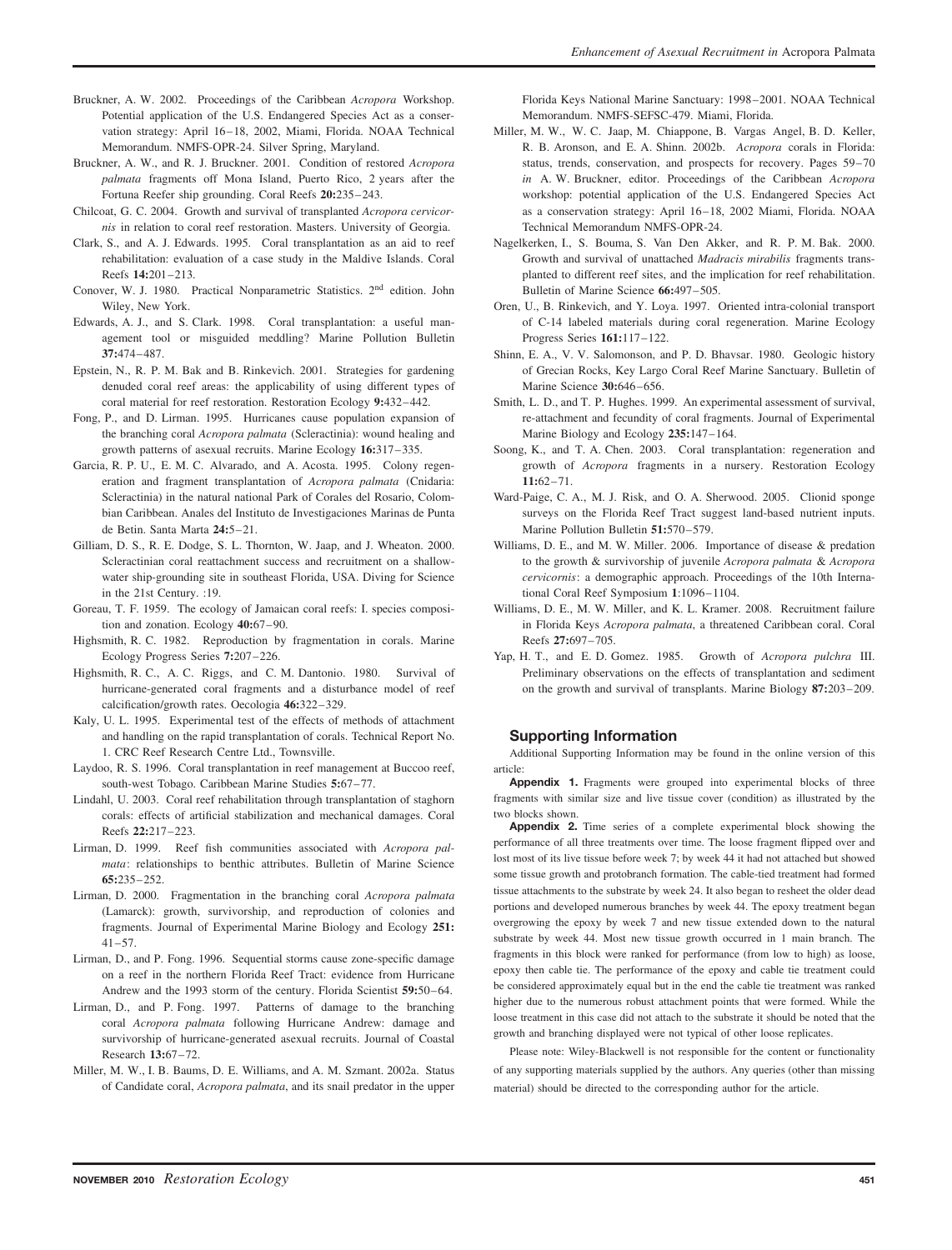Bruckner, A. W. 2002. Proceedings of the Caribbean *Acropora* Workshop. Potential application of the U.S. Endangered Species Act as a conservation strategy: April 16–18, 2002, Miami, Florida. NOAA Technical Memorandum. NMFS-OPR-24. Silver Spring, Maryland.

Bruckner, A. W., and R. J. Bruckner. 2001. Condition of restored *Acropora palmata* fragments off Mona Island, Puerto Rico, 2 years after the Fortuna Reefer ship grounding. Coral Reefs **20:**235–243.

Chilcoat, G. C. 2004. Growth and survival of transplanted *Acropora cervicornis* in relation to coral reef restoration. Masters. University of Georgia.

Clark, S., and A. J. Edwards. 1995. Coral transplantation as an aid to reef rehabilitation: evaluation of a case study in the Maldive Islands. Coral Reefs **14:**201–213.

Conover, W. J. 1980. Practical Nonparametric Statistics. 2nd edition. John Wiley, New York.

Edwards, A. J., and S. Clark. 1998. Coral transplantation: a useful management tool or misguided meddling? Marine Pollution Bulletin **37:**474–487.

Epstein, N., R. P. M. Bak and B. Rinkevich. 2001. Strategies for gardening denuded coral reef areas: the applicability of using different types of coral material for reef restoration. Restoration Ecology **9:**432–442.

Fong, P., and D. Lirman. 1995. Hurricanes cause population expansion of the branching coral *Acropora palmata* (Scleractinia): wound healing and growth patterns of asexual recruits. Marine Ecology **16:**317–335.

Garcia, R. P. U., E. M. C. Alvarado, and A. Acosta. 1995. Colony regeneration and fragment transplantation of *Acropora palmata* (Cnidaria: Scleractinia) in the natural national Park of Corales del Rosario, Colombian Caribbean. Anales del Instituto de Investigaciones Marinas de Punta de Betin. Santa Marta **24:**5–21.

Gilliam, D. S., R. E. Dodge, S. L. Thornton, W. Jaap, and J. Wheaton. 2000. Scleractinian coral reattachment success and recruitment on a shallow-water ship-grounding site in southeast Florida, USA. Diving for Science in the 21st Century. :19.

Goreau, T. F. 1959. The ecology of Jamaican coral reefs: I. species composition and zonation. Ecology **40:**67–90.

Highsmith, R. C. 1982. Reproduction by fragmentation in corals. Marine Ecology Progress Series **7:**207–226.

Highsmith, R. C., A. C. Riggs, and C. M. Dantonio. 1980. Survival of hurricane-generated coral fragments and a disturbance model of reef calcification/growth rates. Oecologia **46:**322–329.

Kaly, U. L. 1995. Experimental test of the effects of methods of attachment and handling on the rapid transplantation of corals. Technical Report No. 1. CRC Reef Research Centre Ltd., Townsville.

Laydoo, R. S. 1996. Coral transplantation in reef management at Buccoo reef, south-west Tobago. Caribbean Marine Studies **5:**67–77.

Lindahl, U. 2003. Coral reef rehabilitation through transplantation of staghorn corals: effects of artificial stabilization and mechanical damages. Coral Reefs **22:**217–223.

Lirman, D. 1999. Reef fish communities associated with *Acropora palmata*: relationships to benthic attributes. Bulletin of Marine Science **65:**235–252.

Lirman, D. 2000. Fragmentation in the branching coral *Acropora palmata* (Lamarck): growth, survivorship, and reproduction of colonies and fragments. Journal of Experimental Marine Biology and Ecology **251:** 41–57.

Lirman, D., and P. Fong. 1996. Sequential storms cause zone-specific damage on a reef in the northern Florida Reef Tract: evidence from Hurricane Andrew and the 1993 storm of the century. Florida Scientist **59:**50–64.

Lirman, D., and P. Fong. 1997. Patterns of damage to the branching coral *Acropora palmata* following Hurricane Andrew: damage and survivorship of hurricane-generated asexual recruits. Journal of Coastal Research **13:**67–72.

Miller, M. W., I. B. Baums, D. E. Williams, and A. M. Szmant. 2002a. Status of Candidate coral, *Acropora palmata*, and its snail predator in the upper Florida Keys National Marine Sanctuary: 1998–2001. NOAA Technical Memorandum. NMFS-SEFSC-479. Miami, Florida.

Miller, M. W., W. C. Jaap, M. Chiappone, B. Vargas Angel, B. D. Keller, R. B. Aronson, and E. A. Shinn. 2002b. *Acropora* corals in Florida: status, trends, conservation, and prospects for recovery. Pages 59–70 *in* A. W. Bruckner, editor. Proceedings of the Caribbean *Acropora* workshop: potential application of the U.S. Endangered Species Act as a conservation strategy: April 16–18, 2002 Miami, Florida. NOAA Technical Memorandum NMFS-OPR-24.

Nagelkerken, I., S. Bouma, S. Van Den Akker, and R. P. M. Bak. 2000. Growth and survival of unattached *Madracis mirabilis* fragments transplanted to different reef sites, and the implication for reef rehabilitation. Bulletin of Marine Science **66:**497–505.

Oren, U., B. Rinkevich, and Y. Loya. 1997. Oriented intra-colonial transport of C-14 labeled materials during coral regeneration. Marine Ecology Progress Series **161:**117–122.

Shinn, E. A., V. V. Salomonson, and P. D. Bhavsar. 1980. Geologic history of Grecian Rocks, Key Largo Coral Reef Marine Sanctuary. Bulletin of Marine Science **30:**646–656.

Smith, L. D., and T. P. Hughes. 1999. An experimental assessment of survival, re-attachment and fecundity of coral fragments. Journal of Experimental Marine Biology and Ecology **235:**147–164.

Soong, K., and T. A. Chen. 2003. Coral transplantation: regeneration and growth of *Acropora* fragments in a nursery. Restoration Ecology **11:**62–71.

Ward-Paige, C. A., M. J. Risk, and O. A. Sherwood. 2005. Clionid sponge surveys on the Florida Reef Tract suggest land-based nutrient inputs. Marine Pollution Bulletin **51:**570–579.

Williams, D. E., and M. W. Miller. 2006. Importance of disease & predation to the growth & survivorship of juvenile *Acropora palmata* & *Acropora cervicornis*: a demographic approach. Proceedings of the 10th International Coral Reef Symposium **1**:1096–1104.

Williams, D. E., M. W. Miller, and K. L. Kramer. 2008. Recruitment failure in Florida Keys *Acropora palmata*, a threatened Caribbean coral. Coral Reefs **27:**697–705.

Yap, H. T., and E. D. Gomez. 1985. Growth of *Acropora pulchra* III. Preliminary observations on the effects of transplantation and sediment on the growth and survival of transplants. Marine Biology **87:**203–209.

## Supporting Information

Additional Supporting Information may be found in the online version of this article:

**Appendix 1.** Fragments were grouped into experimental blocks of three fragments with similar size and live tissue cover (condition) as illustrated by the two blocks shown.

**Appendix 2.** Time series of a complete experimental block showing the performance of all three treatments over time. The loose fragment flipped over and lost most of its live tissue before week 7; by week 44 it had not attached but showed some tissue growth and protobranch formation. The cable-tied treatment had formed tissue attachments to the substrate by week 24. It also began to resheet the older dead portions and developed numerous branches by week 44. The epoxy treatment began overgrowing the epoxy by week 7 and new tissue extended down to the natural substrate by week 44. Most new tissue growth occurred in 1 main branch. The fragments in this block were ranked for performance (from low to high) as loose, epoxy then cable tie. The performance of the epoxy and cable tie treatment could be considered approximately equal but in the end the cable tie treatment was ranked higher due to the numerous robust attachment points that were formed. While the loose treatment in this case did not attach to the substrate it should be noted that the growth and branching displayed were not typical of other loose replicates.

Please note: Wiley-Blackwell is not responsible for the content or functionality of any supporting materials supplied by the authors. Any queries (other than missing material) should be directed to the corresponding author for the article.